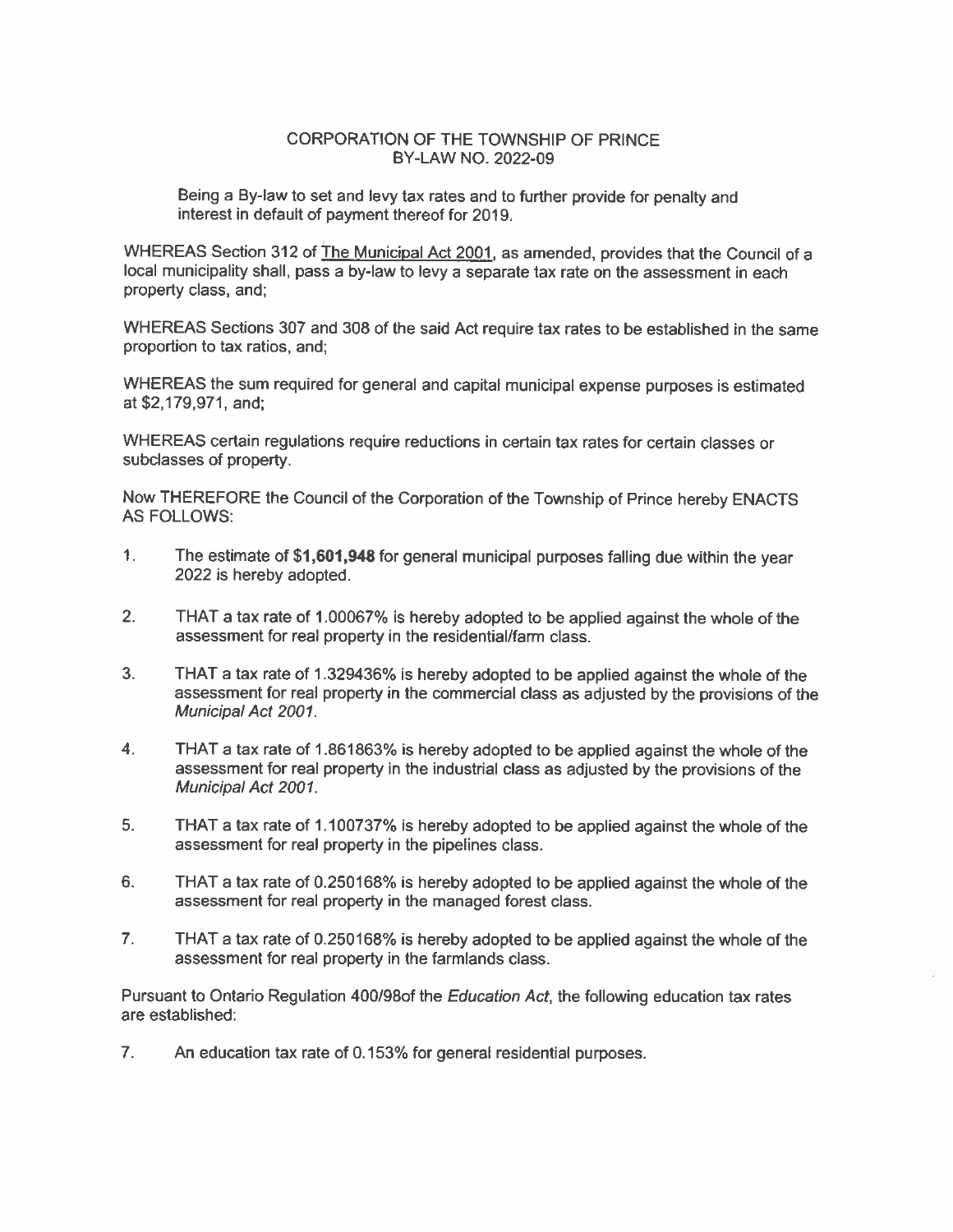CORPORATION OF THE TOWNSHIP OF PRINCE
BY-LAW NO. 2022-09

Being a By-law to set and levy tax rates and to further provide for penalty and interest in default of payment thereof for 2019.

WHEREAS Section 312 of The Municipal Act 2001, as amended, provides that the Council of a local municipality shall, pass a by-law to levy a separate tax rate on the assessment in each property class, and;

WHEREAS Sections 307 and 308 of the said Act require tax rates to be established in the same proportion to tax ratios, and;

WHEREAS the sum required for general and capital municipal expense purposes is estimated at $2,179,971, and;

WHEREAS certain regulations require reductions in certain tax rates for certain classes or subclasses of property.

Now THEREFORE the Council of the Corporation of the Township of Prince hereby ENACTS AS FOLLOWS:

1. The estimate of **$1,601,948** for general municipal purposes falling due within the year 2022 is hereby adopted.

2. THAT a tax rate of 1.00067% is hereby adopted to be applied against the whole of the assessment for real property in the residential/farm class.

3. THAT a tax rate of 1.329436% is hereby adopted to be applied against the whole of the assessment for real property in the commercial class as adjusted by the provisions of the *Municipal Act 2001*.

4. THAT a tax rate of 1.861863% is hereby adopted to be applied against the whole of the assessment for real property in the industrial class as adjusted by the provisions of the *Municipal Act 2001*.

5. THAT a tax rate of 1.100737% is hereby adopted to be applied against the whole of the assessment for real property in the pipelines class.

6. THAT a tax rate of 0.250168% is hereby adopted to be applied against the whole of the assessment for real property in the managed forest class.

7. THAT a tax rate of 0.250168% is hereby adopted to be applied against the whole of the assessment for real property in the farmlands class.

Pursuant to Ontario Regulation 400/98of the *Education Act*, the following education tax rates are established:

7. An education tax rate of 0.153% for general residential purposes.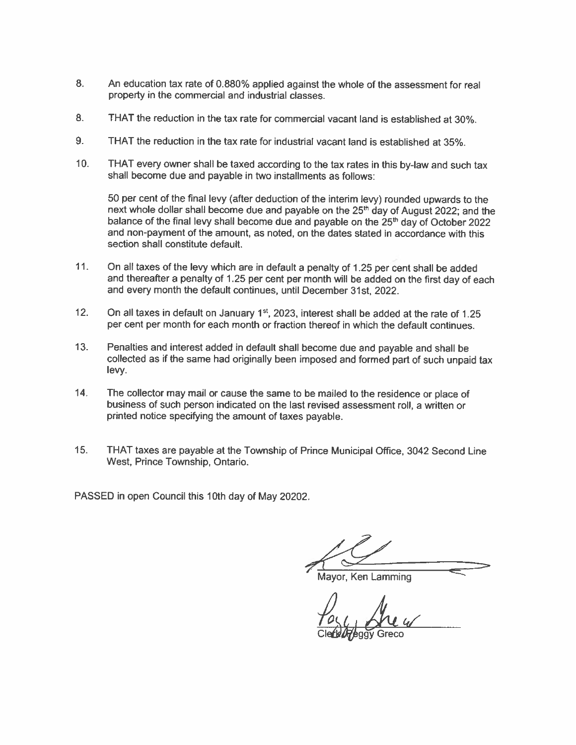8. An education tax rate of 0.880% applied against the whole of the assessment for real property in the commercial and industrial classes.

8. THAT the reduction in the tax rate for commercial vacant land is established at 30%.

9. THAT the reduction in the tax rate for industrial vacant land is established at 35%.

10. THAT every owner shall be taxed according to the tax rates in this by-law and such tax shall become due and payable in two installments as follows:

 50 per cent of the final levy (after deduction of the interim levy) rounded upwards to the next whole dollar shall become due and payable on the 25th day of August 2022; and the balance of the final levy shall become due and payable on the 25th day of October 2022 and non-payment of the amount, as noted, on the dates stated in accordance with this section shall constitute default.

11. On all taxes of the levy which are in default a penalty of 1.25 per cent shall be added and thereafter a penalty of 1.25 per cent per month will be added on the first day of each and every month the default continues, until December 31st, 2022.

12. On all taxes in default on January 1st, 2023, interest shall be added at the rate of 1.25 per cent per month for each month or fraction thereof in which the default continues.

13. Penalties and interest added in default shall become due and payable and shall be collected as if the same had originally been imposed and formed part of such unpaid tax levy.

14. The collector may mail or cause the same to be mailed to the residence or place of business of such person indicated on the last revised assessment roll, a written or printed notice specifying the amount of taxes payable.

15. THAT taxes are payable at the Township of Prince Municipal Office, 3042 Second Line West, Prince Township, Ontario.

PASSED in open Council this 10th day of May 20202.

Mayor, Ken Lamming

Clerk, Peggy Greco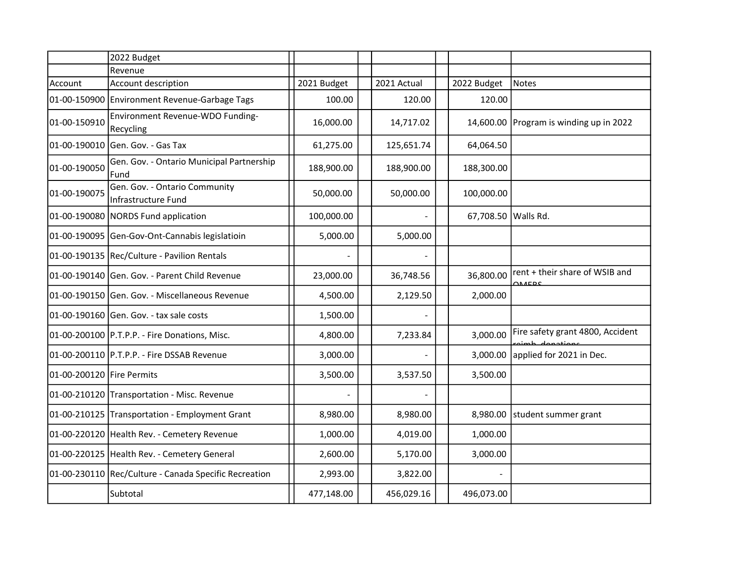| | 2022 Budget | | | | |
|---|---|---|---|---|---|
| | Revenue | | | | |
| Account | Account description | 2021 Budget | 2021 Actual | 2022 Budget | Notes |
| 01-00-150900 | Environment Revenue-Garbage Tags | 100.00 | 120.00 | 120.00 | |
| 01-00-150910 | Environment Revenue-WDO Funding-Recycling | 16,000.00 | 14,717.02 | 14,600.00 | Program is winding up in 2022 |
| 01-00-190010 | Gen. Gov. - Gas Tax | 61,275.00 | 125,651.74 | 64,064.50 | |
| 01-00-190050 | Gen. Gov. - Ontario Municipal Partnership Fund | 188,900.00 | 188,900.00 | 188,300.00 | |
| 01-00-190075 | Gen. Gov. - Ontario Community Infrastructure Fund | 50,000.00 | 50,000.00 | 100,000.00 | |
| 01-00-190080 | NORDS Fund application | 100,000.00 | - | 67,708.50 | Walls Rd. |
| 01-00-190095 | Gen-Gov-Ont-Cannabis legislatioin | 5,000.00 | 5,000.00 | | |
| 01-00-190135 | Rec/Culture - Pavilion Rentals | - | - | | |
| 01-00-190140 | Gen. Gov. - Parent Child Revenue | 23,000.00 | 36,748.56 | 36,800.00 | rent + their share of WSIB and OMERS |
| 01-00-190150 | Gen. Gov. - Miscellaneous Revenue | 4,500.00 | 2,129.50 | 2,000.00 | |
| 01-00-190160 | Gen. Gov. - tax sale costs | 1,500.00 | - | | |
| 01-00-200100 | P.T.P.P. - Fire Donations, Misc. | 4,800.00 | 7,233.84 | 3,000.00 | Fire safety grant 4800, Accident reimb, donations |
| 01-00-200110 | P.T.P.P. - Fire DSSAB Revenue | 3,000.00 | - | 3,000.00 | applied for 2021 in Dec. |
| 01-00-200120 | Fire Permits | 3,500.00 | 3,537.50 | 3,500.00 | |
| 01-00-210120 | Transportation - Misc. Revenue | - | - | | |
| 01-00-210125 | Transportation - Employment Grant | 8,980.00 | 8,980.00 | 8,980.00 | student summer grant |
| 01-00-220120 | Health Rev. - Cemetery Revenue | 1,000.00 | 4,019.00 | 1,000.00 | |
| 01-00-220125 | Health Rev. - Cemetery General | 2,600.00 | 5,170.00 | 3,000.00 | |
| 01-00-230110 | Rec/Culture - Canada Specific Recreation | 2,993.00 | 3,822.00 | - | |
| | Subtotal | 477,148.00 | 456,029.16 | 496,073.00 | |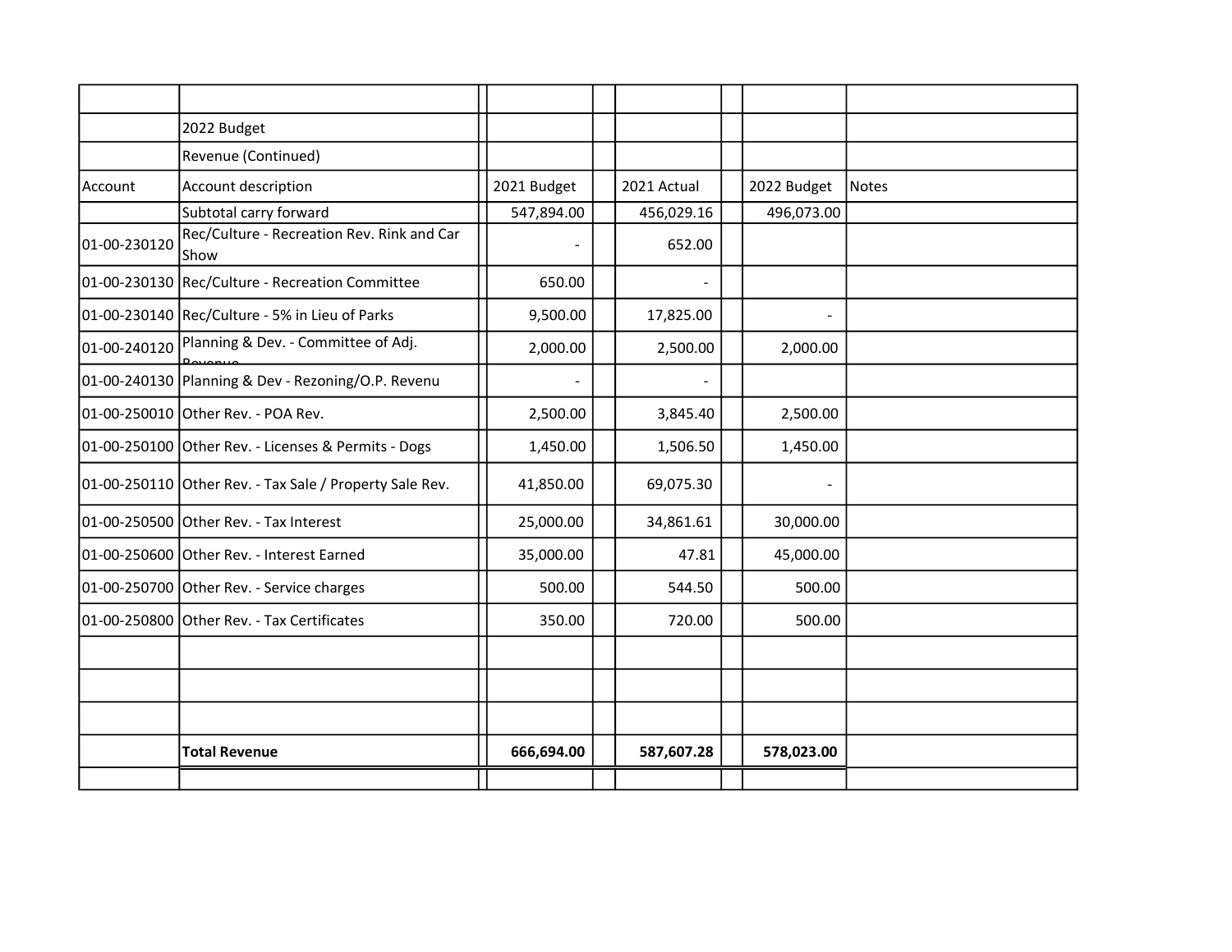| | 2022 Budget | | | | |
|---|---|---|---|---|---|
| | Revenue (Continued) | | | | |
| Account | Account description | 2021 Budget | 2021 Actual | 2022 Budget | Notes |
| | Subtotal carry forward | 547,894.00 | 456,029.16 | 496,073.00 | |
| 01-00-230120 | Rec/Culture - Recreation Rev. Rink and Car Show | - | 652.00 | | |
| 01-00-230130 | Rec/Culture - Recreation Committee | 650.00 | - | | |
| 01-00-230140 | Rec/Culture - 5% in Lieu of Parks | 9,500.00 | 17,825.00 | - | |
| 01-00-240120 | Planning & Dev. - Committee of Adj. Revenue | 2,000.00 | 2,500.00 | 2,000.00 | |
| 01-00-240130 | Planning & Dev - Rezoning/O.P. Revenu | - | - | | |
| 01-00-250010 | Other Rev. - POA Rev. | 2,500.00 | 3,845.40 | 2,500.00 | |
| 01-00-250100 | Other Rev. - Licenses & Permits - Dogs | 1,450.00 | 1,506.50 | 1,450.00 | |
| 01-00-250110 | Other Rev. - Tax Sale / Property Sale Rev. | 41,850.00 | 69,075.30 | - | |
| 01-00-250500 | Other Rev. - Tax Interest | 25,000.00 | 34,861.61 | 30,000.00 | |
| 01-00-250600 | Other Rev. - Interest Earned | 35,000.00 | 47.81 | 45,000.00 | |
| 01-00-250700 | Other Rev. - Service charges | 500.00 | 544.50 | 500.00 | |
| 01-00-250800 | Other Rev. - Tax Certificates | 350.00 | 720.00 | 500.00 | |
| | | | | | |
| | | | | | |
| | | | | | |
| | **Total Revenue** | **666,694.00** | **587,607.28** | **578,023.00** | |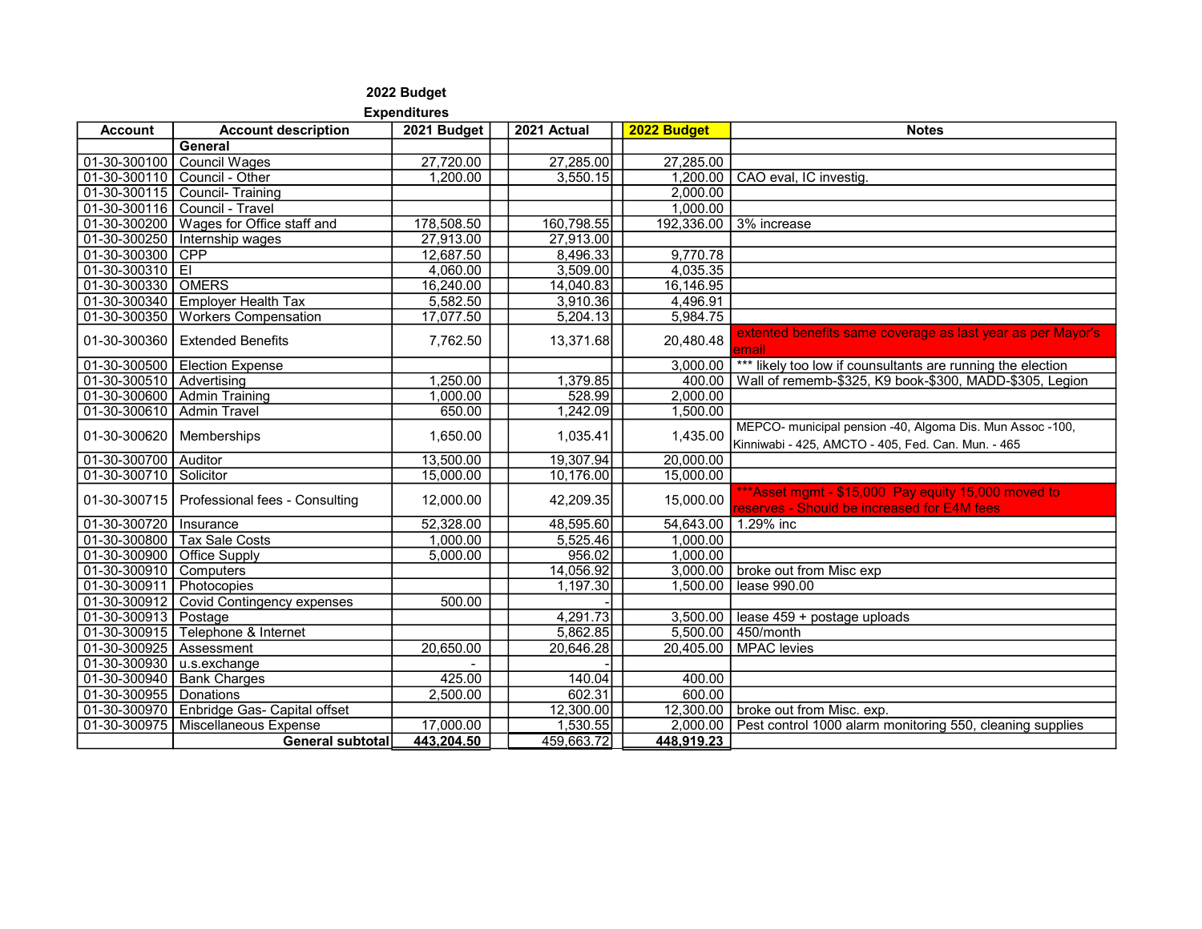## 2022 Budget

### Expenditures

| Account | Account description | 2021 Budget | 2021 Actual | 2022 Budget | Notes |
|---|---|---|---|---|---|
| | **General** | | | | |
| 01-30-300100 | Council Wages | 27,720.00 | 27,285.00 | 27,285.00 | |
| 01-30-300110 | Council - Other | 1,200.00 | 3,550.15 | 1,200.00 | CAO eval, IC investig. |
| 01-30-300115 | Council- Training | | | 2,000.00 | |
| 01-30-300116 | Council - Travel | | | 1,000.00 | |
| 01-30-300200 | Wages for Office staff and | 178,508.50 | 160,798.55 | 192,336.00 | 3% increase |
| 01-30-300250 | Internship wages | 27,913.00 | 27,913.00 | | |
| 01-30-300300 | CPP | 12,687.50 | 8,496.33 | 9,770.78 | |
| 01-30-300310 | EI | 4,060.00 | 3,509.00 | 4,035.35 | |
| 01-30-300330 | OMERS | 16,240.00 | 14,040.83 | 16,146.95 | |
| 01-30-300340 | Employer Health Tax | 5,582.50 | 3,910.36 | 4,496.91 | |
| 01-30-300350 | Workers Compensation | 17,077.50 | 5,204.13 | 5,984.75 | |
| 01-30-300360 | Extended Benefits | 7,762.50 | 13,371.68 | 20,480.48 | extented benefits same coverage as last year as per Mayor's email |
| 01-30-300500 | Election Expense | | | 3,000.00 | *** likely too low if counsultants are running the election |
| 01-30-300510 | Advertising | 1,250.00 | 1,379.85 | 400.00 | Wall of rememb-$325, K9 book-$300, MADD-$305, Legion |
| 01-30-300600 | Admin Training | 1,000.00 | 528.99 | 2,000.00 | |
| 01-30-300610 | Admin Travel | 650.00 | 1,242.09 | 1,500.00 | |
| 01-30-300620 | Memberships | 1,650.00 | 1,035.41 | 1,435.00 | MEPCO- municipal pension -40, Algoma Dis. Mun Assoc -100, Kinniwabi - 425, AMCTO - 405, Fed. Can. Mun. - 465 |
| 01-30-300700 | Auditor | 13,500.00 | 19,307.94 | 20,000.00 | |
| 01-30-300710 | Solicitor | 15,000.00 | 10,176.00 | 15,000.00 | |
| 01-30-300715 | Professional fees - Consulting | 12,000.00 | 42,209.35 | 15,000.00 | ***Asset mgmt - $15,000 Pay equity 15,000 moved to reserves - Should be increased for E4M fees |
| 01-30-300720 | Insurance | 52,328.00 | 48,595.60 | 54,643.00 | 1.29% inc |
| 01-30-300800 | Tax Sale Costs | 1,000.00 | 5,525.46 | 1,000.00 | |
| 01-30-300900 | Office Supply | 5,000.00 | 956.02 | 1,000.00 | |
| 01-30-300910 | Computers | | 14,056.92 | 3,000.00 | broke out from Misc exp |
| 01-30-300911 | Photocopies | | 1,197.30 | 1,500.00 | lease 990.00 |
| 01-30-300912 | Covid Contingency expenses | 500.00 | - | | |
| 01-30-300913 | Postage | | 4,291.73 | 3,500.00 | lease 459 + postage uploads |
| 01-30-300915 | Telephone & Internet | | 5,862.85 | 5,500.00 | 450/month |
| 01-30-300925 | Assessment | 20,650.00 | 20,646.28 | 20,405.00 | MPAC levies |
| 01-30-300930 | u.s.exchange | - | - | | |
| 01-30-300940 | Bank Charges | 425.00 | 140.04 | 400.00 | |
| 01-30-300955 | Donations | 2,500.00 | 602.31 | 600.00 | |
| 01-30-300970 | Enbridge Gas- Capital offset | | 12,300.00 | 12,300.00 | broke out from Misc. exp. |
| 01-30-300975 | Miscellaneous Expense | 17,000.00 | 1,530.55 | 2,000.00 | Pest control 1000 alarm monitoring 550, cleaning supplies |
| | **General subtotal** | **443,204.50** | 459,663.72 | **448,919.23** | |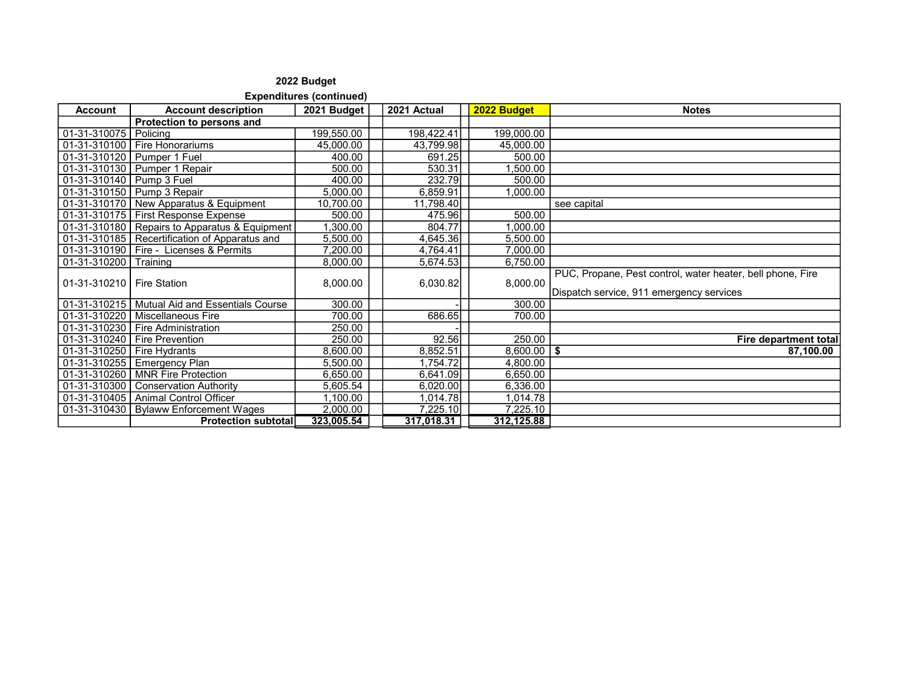**2022 Budget**

**Expenditures (continued)**

| Account | Account description | 2021 Budget | 2021 Actual | 2022 Budget | Notes |
|---|---|---|---|---|---|
| | **Protection to persons and** | | | | |
| 01-31-310075 | Policing | 199,550.00 | 198,422.41 | 199,000.00 | |
| 01-31-310100 | Fire Honorariums | 45,000.00 | 43,799.98 | 45,000.00 | |
| 01-31-310120 | Pumper 1 Fuel | 400.00 | 691.25 | 500.00 | |
| 01-31-310130 | Pumper 1 Repair | 500.00 | 530.31 | 1,500.00 | |
| 01-31-310140 | Pump 3 Fuel | 400.00 | 232.79 | 500.00 | |
| 01-31-310150 | Pump 3 Repair | 5,000.00 | 6,859.91 | 1,000.00 | |
| 01-31-310170 | New Apparatus & Equipment | 10,700.00 | 11,798.40 | | see capital |
| 01-31-310175 | First Response Expense | 500.00 | 475.96 | 500.00 | |
| 01-31-310180 | Repairs to Apparatus & Equipment | 1,300.00 | 804.77 | 1,000.00 | |
| 01-31-310185 | Recertification of Apparatus and | 5,500.00 | 4,645.36 | 5,500.00 | |
| 01-31-310190 | Fire - Licenses & Permits | 7,200.00 | 4,764.41 | 7,000.00 | |
| 01-31-310200 | Training | 8,000.00 | 5,674.53 | 6,750.00 | |
| 01-31-310210 | Fire Station | 8,000.00 | 6,030.82 | 8,000.00 | PUC, Propane, Pest control, water heater, bell phone, Fire Dispatch service, 911 emergency services |
| 01-31-310215 | Mutual Aid and Essentials Course | 300.00 | - | 300.00 | |
| 01-31-310220 | Miscellaneous Fire | 700.00 | 686.65 | 700.00 | |
| 01-31-310230 | Fire Administration | 250.00 | - | | |
| 01-31-310240 | Fire Prevention | 250.00 | 92.56 | 250.00 | **Fire department total** |
| 01-31-310250 | Fire Hydrants | 8,600.00 | 8,852.51 | 8,600.00 | **$ 87,100.00** |
| 01-31-310255 | Emergency Plan | 5,500.00 | 1,754.72 | 4,800.00 | |
| 01-31-310260 | MNR Fire Protection | 6,650.00 | 6,641.09 | 6,650.00 | |
| 01-31-310300 | Conservation Authority | 5,605.54 | 6,020.00 | 6,336.00 | |
| 01-31-310405 | Animal Control Officer | 1,100.00 | 1,014.78 | 1,014.78 | |
| 01-31-310430 | Bylaww Enforcement Wages | 2,000.00 | 7,225.10 | 7,225.10 | |
| | **Protection subtotal** | **323,005.54** | **317,018.31** | **312,125.88** | |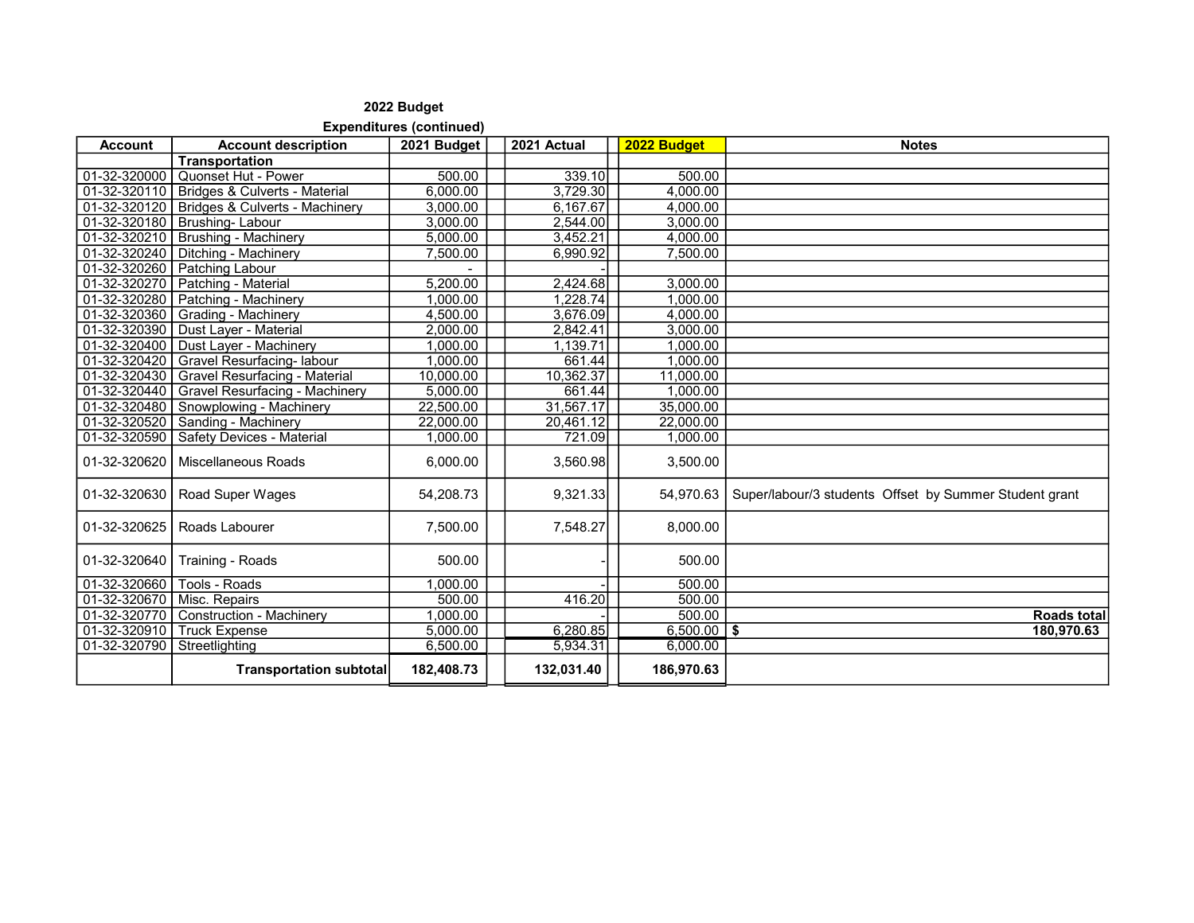**2022 Budget**

**Expenditures (continued)**

| Account | Account description | 2021 Budget | 2021 Actual | 2022 Budget | Notes |
|---|---|---|---|---|---|
| | **Transportation** | | | | |
| 01-32-320000 | Quonset Hut - Power | 500.00 | 339.10 | 500.00 | |
| 01-32-320110 | Bridges & Culverts - Material | 6,000.00 | 3,729.30 | 4,000.00 | |
| 01-32-320120 | Bridges & Culverts - Machinery | 3,000.00 | 6,167.67 | 4,000.00 | |
| 01-32-320180 | Brushing- Labour | 3,000.00 | 2,544.00 | 3,000.00 | |
| 01-32-320210 | Brushing - Machinery | 5,000.00 | 3,452.21 | 4,000.00 | |
| 01-32-320240 | Ditching - Machinery | 7,500.00 | 6,990.92 | 7,500.00 | |
| 01-32-320260 | Patching Labour | - | - | | |
| 01-32-320270 | Patching - Material | 5,200.00 | 2,424.68 | 3,000.00 | |
| 01-32-320280 | Patching - Machinery | 1,000.00 | 1,228.74 | 1,000.00 | |
| 01-32-320360 | Grading - Machinery | 4,500.00 | 3,676.09 | 4,000.00 | |
| 01-32-320390 | Dust Layer - Material | 2,000.00 | 2,842.41 | 3,000.00 | |
| 01-32-320400 | Dust Layer - Machinery | 1,000.00 | 1,139.71 | 1,000.00 | |
| 01-32-320420 | Gravel Resurfacing- labour | 1,000.00 | 661.44 | 1,000.00 | |
| 01-32-320430 | Gravel Resurfacing - Material | 10,000.00 | 10,362.37 | 11,000.00 | |
| 01-32-320440 | Gravel Resurfacing - Machinery | 5,000.00 | 661.44 | 1,000.00 | |
| 01-32-320480 | Snowplowing - Machinery | 22,500.00 | 31,567.17 | 35,000.00 | |
| 01-32-320520 | Sanding - Machinery | 22,000.00 | 20,461.12 | 22,000.00 | |
| 01-32-320590 | Safety Devices - Material | 1,000.00 | 721.09 | 1,000.00 | |
| 01-32-320620 | Miscellaneous Roads | 6,000.00 | 3,560.98 | 3,500.00 | |
| 01-32-320630 | Road Super Wages | 54,208.73 | 9,321.33 | 54,970.63 | Super/labour/3 students Offset by Summer Student grant |
| 01-32-320625 | Roads Labourer | 7,500.00 | 7,548.27 | 8,000.00 | |
| 01-32-320640 | Training - Roads | 500.00 | - | 500.00 | |
| 01-32-320660 | Tools - Roads | 1,000.00 | - | 500.00 | |
| 01-32-320670 | Misc. Repairs | 500.00 | 416.20 | 500.00 | |
| 01-32-320770 | Construction - Machinery | 1,000.00 | - | 500.00 | **Roads total** |
| 01-32-320910 | Truck Expense | 5,000.00 | 6,280.85 | 6,500.00 | **$ 180,970.63** |
| 01-32-320790 | Streetlighting | 6,500.00 | 5,934.31 | 6,000.00 | |
| | **Transportation subtotal** | **182,408.73** | **132,031.40** | **186,970.63** | |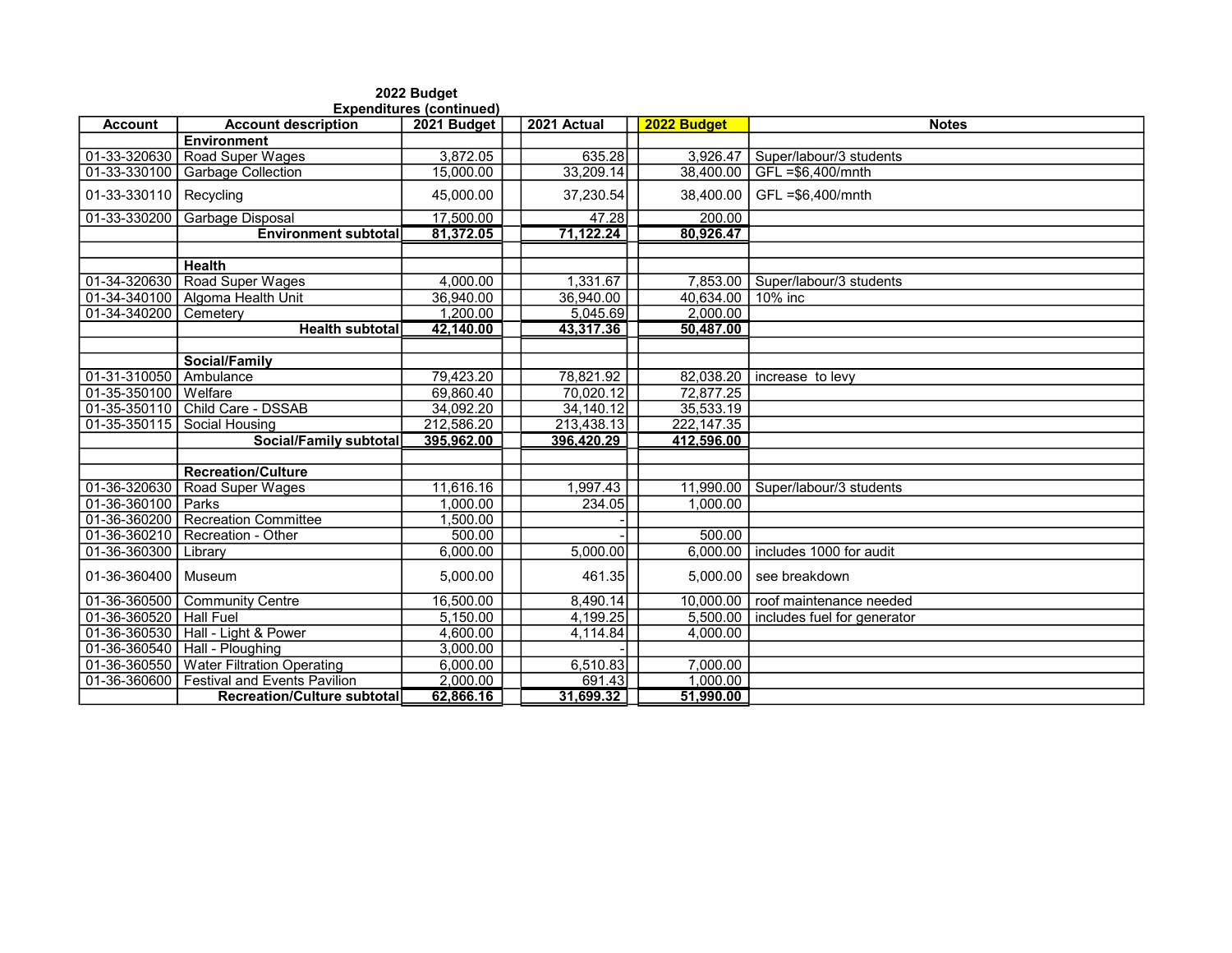**2022 Budget**
**Expenditures (continued)**

| Account | Account description | 2021 Budget | 2021 Actual | 2022 Budget | Notes |
|---|---|---|---|---|---|
| | **Environment** | | | | |
| 01-33-320630 | Road Super Wages | 3,872.05 | 635.28 | 3,926.47 | Super/labour/3 students |
| 01-33-330100 | Garbage Collection | 15,000.00 | 33,209.14 | 38,400.00 | GFL =$6,400/mnth |
| 01-33-330110 | Recycling | 45,000.00 | 37,230.54 | 38,400.00 | GFL =$6,400/mnth |
| 01-33-330200 | Garbage Disposal | 17,500.00 | 47.28 | 200.00 | |
| | **Environment subtotal** | **81,372.05** | **71,122.24** | **80,926.47** | |
| | | | | | |
| | **Health** | | | | |
| 01-34-320630 | Road Super Wages | 4,000.00 | 1,331.67 | 7,853.00 | Super/labour/3 students |
| 01-34-340100 | Algoma Health Unit | 36,940.00 | 36,940.00 | 40,634.00 | 10% inc |
| 01-34-340200 | Cemetery | 1,200.00 | 5,045.69 | 2,000.00 | |
| | **Health subtotal** | **42,140.00** | **43,317.36** | **50,487.00** | |
| | | | | | |
| | **Social/Family** | | | | |
| 01-31-310050 | Ambulance | 79,423.20 | 78,821.92 | 82,038.20 | increase to levy |
| 01-35-350100 | Welfare | 69,860.40 | 70,020.12 | 72,877.25 | |
| 01-35-350110 | Child Care - DSSAB | 34,092.20 | 34,140.12 | 35,533.19 | |
| 01-35-350115 | Social Housing | 212,586.20 | 213,438.13 | 222,147.35 | |
| | **Social/Family subtotal** | **395,962.00** | **396,420.29** | **412,596.00** | |
| | | | | | |
| | **Recreation/Culture** | | | | |
| 01-36-320630 | Road Super Wages | 11,616.16 | 1,997.43 | 11,990.00 | Super/labour/3 students |
| 01-36-360100 | Parks | 1,000.00 | 234.05 | 1,000.00 | |
| 01-36-360200 | Recreation Committee | 1,500.00 | - | | |
| 01-36-360210 | Recreation - Other | 500.00 | - | 500.00 | |
| 01-36-360300 | Library | 6,000.00 | 5,000.00 | 6,000.00 | includes 1000 for audit |
| 01-36-360400 | Museum | 5,000.00 | 461.35 | 5,000.00 | see breakdown |
| 01-36-360500 | Community Centre | 16,500.00 | 8,490.14 | 10,000.00 | roof maintenance needed |
| 01-36-360520 | Hall Fuel | 5,150.00 | 4,199.25 | 5,500.00 | includes fuel for generator |
| 01-36-360530 | Hall - Light & Power | 4,600.00 | 4,114.84 | 4,000.00 | |
| 01-36-360540 | Hall - Ploughing | 3,000.00 | - | | |
| 01-36-360550 | Water Filtration Operating | 6,000.00 | 6,510.83 | 7,000.00 | |
| 01-36-360600 | Festival and Events Pavilion | 2,000.00 | 691.43 | 1,000.00 | |
| | **Recreation/Culture subtotal** | **62,866.16** | **31,699.32** | **51,990.00** | |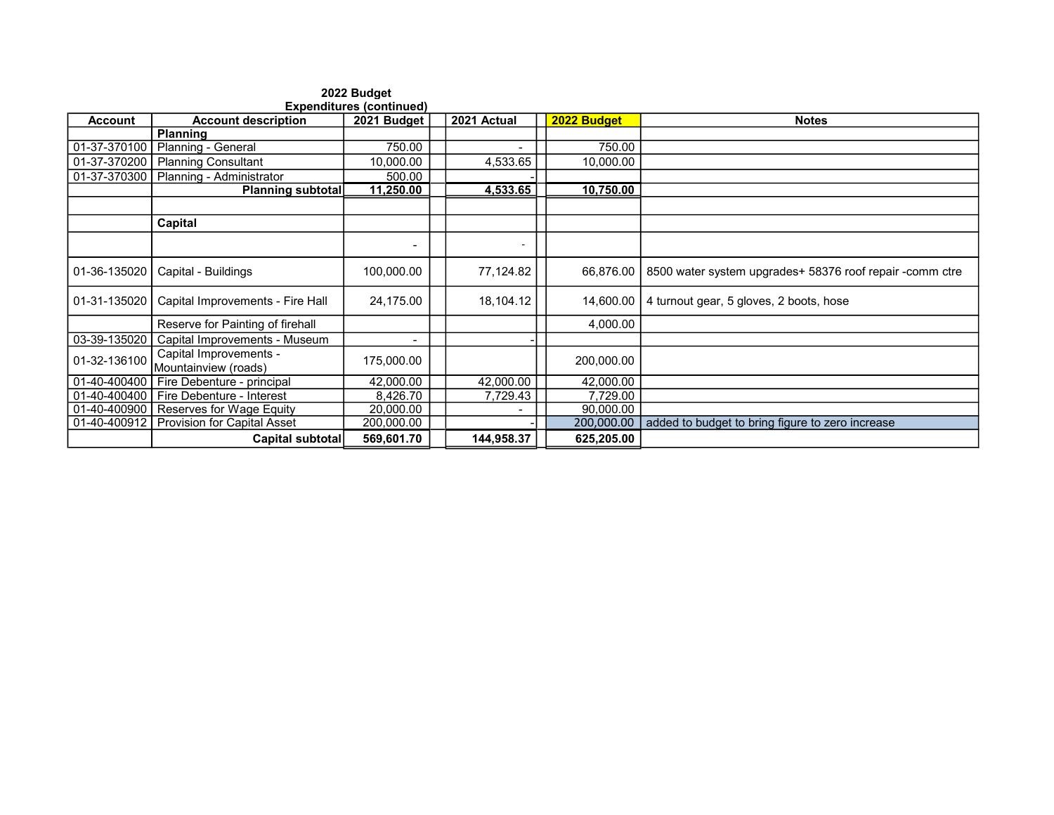**2022 Budget**
**Expenditures (continued)**

| Account | Account description | 2021 Budget | 2021 Actual | 2022 Budget | Notes |
|---|---|---|---|---|---|
| | **Planning** | | | | |
| 01-37-370100 | Planning - General | 750.00 | - | 750.00 | |
| 01-37-370200 | Planning Consultant | 10,000.00 | 4,533.65 | 10,000.00 | |
| 01-37-370300 | Planning - Administrator | 500.00 | - | | |
| | **Planning subtotal** | **11,250.00** | **4,533.65** | **10,750.00** | |
| | | | | | |
| | **Capital** | | | | |
| | | - | - | | |
| 01-36-135020 | Capital - Buildings | 100,000.00 | 77,124.82 | 66,876.00 | 8500 water system upgrades+ 58376 roof repair -comm ctre |
| 01-31-135020 | Capital Improvements - Fire Hall | 24,175.00 | 18,104.12 | 14,600.00 | 4 turnout gear, 5 gloves, 2 boots, hose |
| | Reserve for Painting of firehall | | | 4,000.00 | |
| 03-39-135020 | Capital Improvements - Museum | - | - | | |
| 01-32-136100 | Capital Improvements - Mountainview (roads) | 175,000.00 | | 200,000.00 | |
| 01-40-400400 | Fire Debenture - principal | 42,000.00 | 42,000.00 | 42,000.00 | |
| 01-40-400400 | Fire Debenture - Interest | 8,426.70 | 7,729.43 | 7,729.00 | |
| 01-40-400900 | Reserves for Wage Equity | 20,000.00 | - | 90,000.00 | |
| 01-40-400912 | Provision for Capital Asset | 200,000.00 | - | 200,000.00 | added to budget to bring figure to zero increase |
| | **Capital subtotal** | **569,601.70** | **144,958.37** | **625,205.00** | |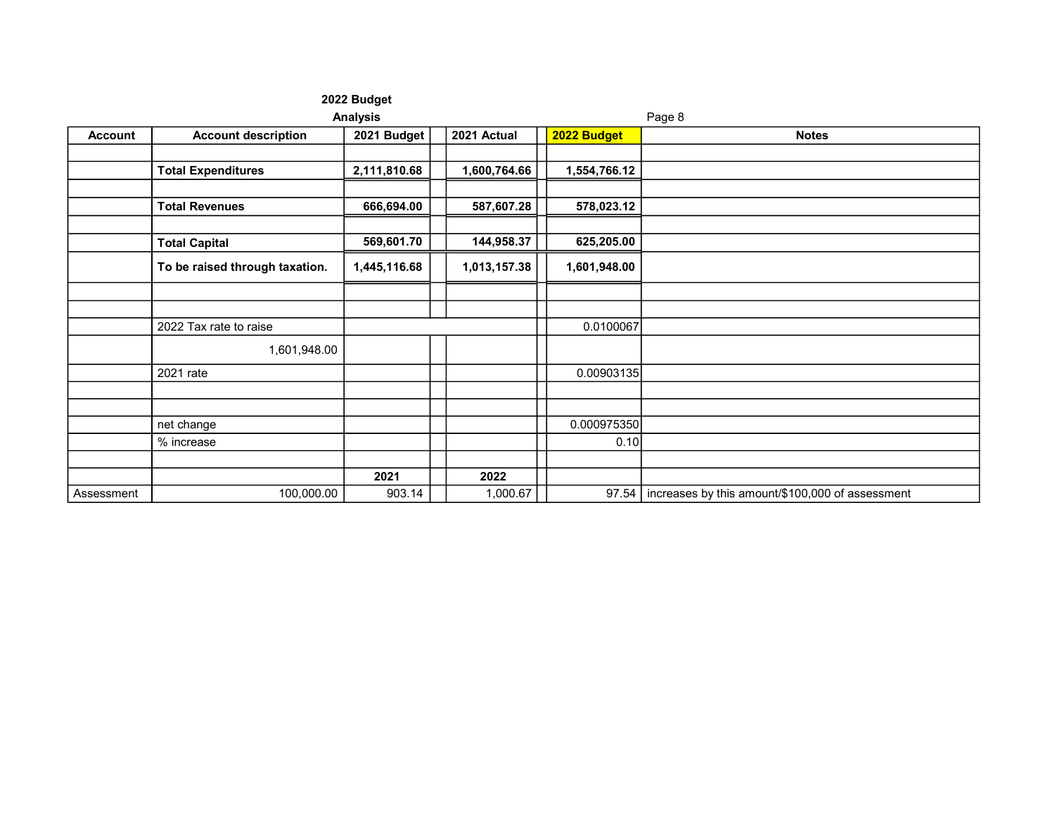## 2022 Budget

## Analysis

| Account | Account description | 2021 Budget | | 2021 Actual | | 2022 Budget | Notes |
|---|---|---|---|---|---|---|---|
| | | | | | | | |
| | **Total Expenditures** | **2,111,810.68** | | **1,600,764.66** | | **1,554,766.12** | |
| | | | | | | | |
| | **Total Revenues** | **666,694.00** | | **587,607.28** | | **578,023.12** | |
| | | | | | | | |
| | **Total Capital** | **569,601.70** | | **144,958.37** | | **625,205.00** | |
| | **To be raised through taxation.** | **1,445,116.68** | | **1,013,157.38** | | **1,601,948.00** | |
| | | | | | | | |
| | | | | | | | |
| | 2022 Tax rate to raise | | | | | 0.0100067 | |
| | 1,601,948.00 | | | | | | |
| | 2021 rate | | | | | 0.00903135 | |
| | | | | | | | |
| | | | | | | | |
| | net change | | | | | 0.000975350 | |
| | % increase | | | | | 0.10 | |
| | | | | | | | |
| | | **2021** | | **2022** | | | |
| Assessment | 100,000.00 | 903.14 | | 1,000.67 | | 97.54 | increases by this amount/$100,000 of assessment |